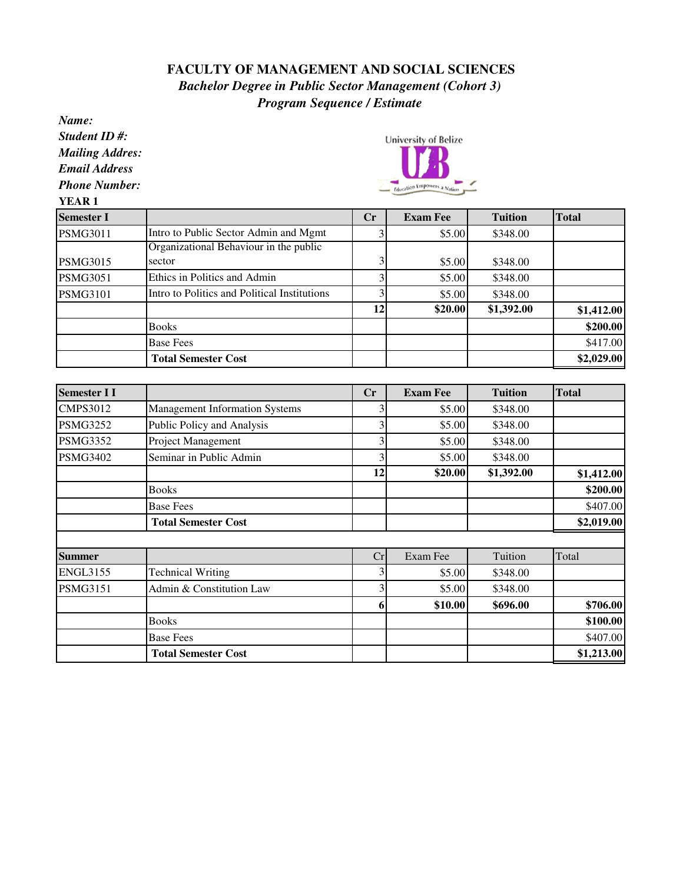# FACULTY OF MANAGEMENT AND SOCIAL SCIENCES

***Bachelor Degree in Public Sector Management (Cohort 3)***

***Program Sequence / Estimate***

***Name:***

***Student ID #:***

***Mailing Addres:***

***Email Address***

***Phone Number:***

**YEAR 1**

| Semester I | | Cr | Exam Fee | Tuition | Total |
|---|---|---|---|---|---|
| PSMG3011 | Intro to Public Sector Admin and Mgmt | 3 | $5.00 | $348.00 | |
| PSMG3015 | Organizational Behaviour in the public sector | 3 | $5.00 | $348.00 | |
| PSMG3051 | Ethics in Politics and Admin | 3 | $5.00 | $348.00 | |
| PSMG3101 | Intro to Politics and Political Institutions | 3 | $5.00 | $348.00 | |
| | | **12** | **$20.00** | **$1,392.00** | **$1,412.00** |
| | Books | | | | **$200.00** |
| | Base Fees | | | | $417.00 |
| | **Total Semester Cost** | | | | **$2,029.00** |

| Semester I I | | Cr | Exam Fee | Tuition | Total |
|---|---|---|---|---|---|
| CMPS3012 | Management Information Systems | 3 | $5.00 | $348.00 | |
| PSMG3252 | Public Policy and Analysis | 3 | $5.00 | $348.00 | |
| PSMG3352 | Project Management | 3 | $5.00 | $348.00 | |
| PSMG3402 | Seminar in Public Admin | 3 | $5.00 | $348.00 | |
| | | **12** | **$20.00** | **$1,392.00** | **$1,412.00** |
| | Books | | | | **$200.00** |
| | Base Fees | | | | $407.00 |
| | **Total Semester Cost** | | | | **$2,019.00** |

| Summer | | Cr | Exam Fee | Tuition | Total |
|---|---|---|---|---|---|
| ENGL3155 | Technical Writing | 3 | $5.00 | $348.00 | |
| PSMG3151 | Admin & Constitution Law | 3 | $5.00 | $348.00 | |
| | | **6** | **$10.00** | **$696.00** | **$706.00** |
| | Books | | | | **$100.00** |
| | Base Fees | | | | $407.00 |
| | **Total Semester Cost** | | | | **$1,213.00** |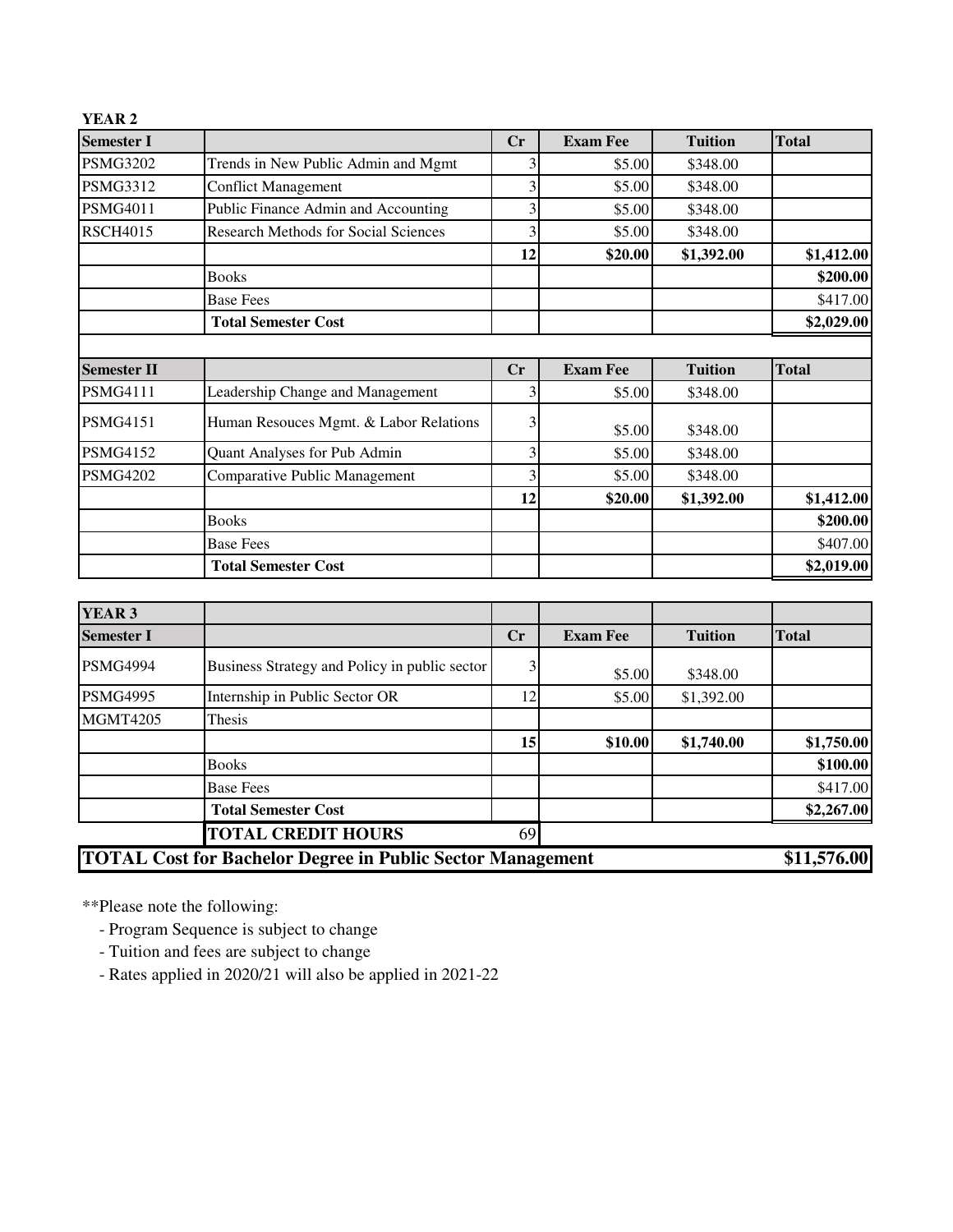**YEAR 2**

| Semester I | | Cr | Exam Fee | Tuition | Total |
|---|---|---|---|---|---|
| PSMG3202 | Trends in New Public Admin and Mgmt | 3 | $5.00 | $348.00 | |
| PSMG3312 | Conflict Management | 3 | $5.00 | $348.00 | |
| PSMG4011 | Public Finance Admin and Accounting | 3 | $5.00 | $348.00 | |
| RSCH4015 | Research Methods for Social Sciences | 3 | $5.00 | $348.00 | |
| | | **12** | **$20.00** | **$1,392.00** | **$1,412.00** |
| | Books | | | | **$200.00** |
| | Base Fees | | | | $417.00 |
| | **Total Semester Cost** | | | | **$2,029.00** |

| Semester II | | Cr | Exam Fee | Tuition | Total |
|---|---|---|---|---|---|
| PSMG4111 | Leadership Change and Management | 3 | $5.00 | $348.00 | |
| PSMG4151 | Human Resouces Mgmt. & Labor Relations | 3 | $5.00 | $348.00 | |
| PSMG4152 | Quant Analyses for Pub Admin | 3 | $5.00 | $348.00 | |
| PSMG4202 | Comparative Public Management | 3 | $5.00 | $348.00 | |
| | | **12** | **$20.00** | **$1,392.00** | **$1,412.00** |
| | Books | | | | **$200.00** |
| | Base Fees | | | | $407.00 |
| | **Total Semester Cost** | | | | **$2,019.00** |

| YEAR 3 | | | | | |
|---|---|---|---|---|---|
| **Semester I** | | **Cr** | **Exam Fee** | **Tuition** | **Total** |
| PSMG4994 | Business Strategy and Policy in public sector | 3 | $5.00 | $348.00 | |
| PSMG4995 | Internship in Public Sector OR | 12 | $5.00 | $1,392.00 | |
| MGMT4205 | Thesis | | | | |
| | | **15** | **$10.00** | **$1,740.00** | **$1,750.00** |
| | Books | | | | **$100.00** |
| | Base Fees | | | | $417.00 |
| | **Total Semester Cost** | | | | **$2,267.00** |
| | **TOTAL CREDIT HOURS** | 69 | | | |
| **TOTAL Cost for Bachelor Degree in Public Sector Management** | | | | | **$11,576.00** |

**Please note the following:

- Program Sequence is subject to change
- Tuition and fees are subject to change
- Rates applied in 2020/21 will also be applied in 2021-22